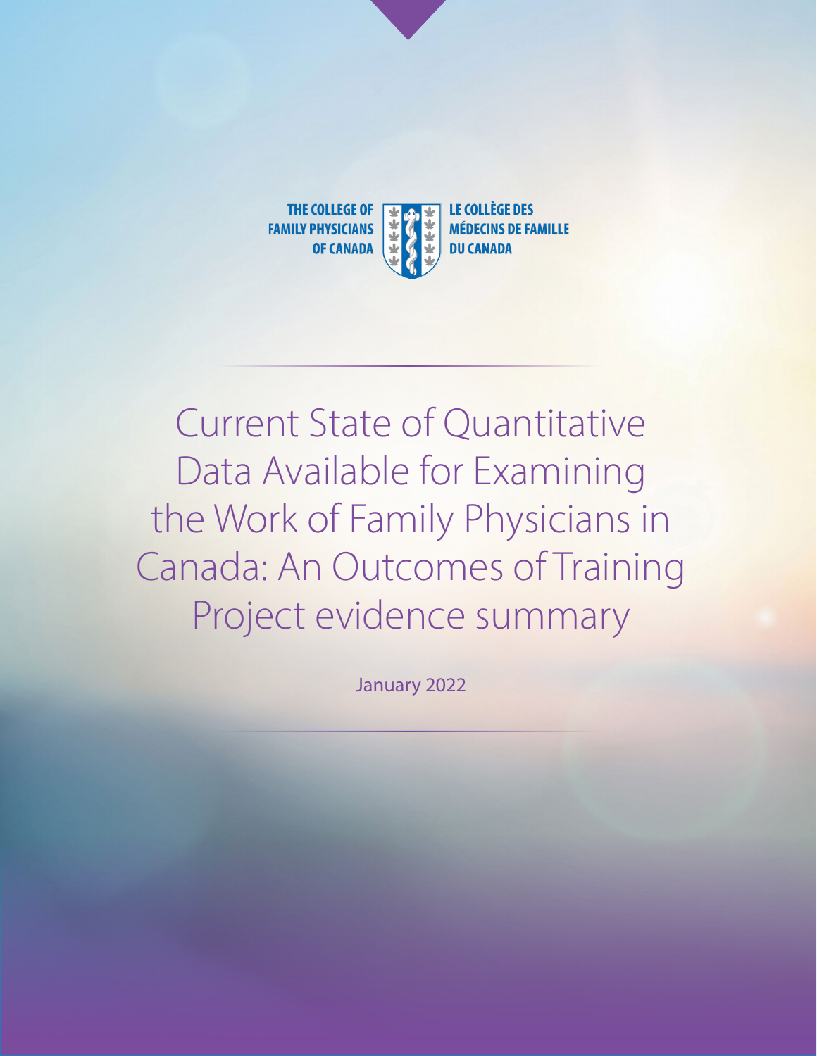THE COLLEGE OF FAMILY PHYSICIANS OF CANADA

LE COLLÈGE DES MÉDECINS DE FAMILLE DU CANADA

# Current State of Quantitative Data Available for Examining the Work of Family Physicians in Canada: An Outcomes of Training Project evidence summary

January 2022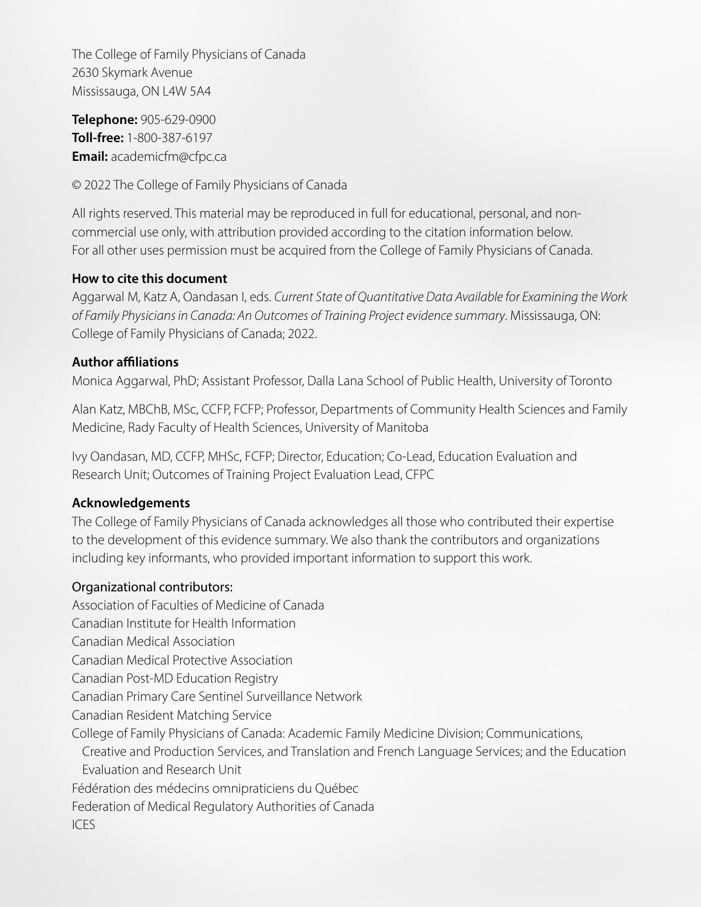The College of Family Physicians of Canada
2630 Skymark Avenue
Mississauga, ON L4W 5A4

**Telephone:** 905-629-0900
**Toll-free:** 1-800-387-6197
**Email:** academicfm@cfpc.ca

© 2022 The College of Family Physicians of Canada

All rights reserved. This material may be reproduced in full for educational, personal, and non-commercial use only, with attribution provided according to the citation information below. For all other uses permission must be acquired from the College of Family Physicians of Canada.

**How to cite this document**

Aggarwal M, Katz A, Oandasan I, eds. *Current State of Quantitative Data Available for Examining the Work of Family Physicians in Canada: An Outcomes of Training Project evidence summary*. Mississauga, ON: College of Family Physicians of Canada; 2022.

**Author affiliations**

Monica Aggarwal, PhD; Assistant Professor, Dalla Lana School of Public Health, University of Toronto

Alan Katz, MBChB, MSc, CCFP, FCFP; Professor, Departments of Community Health Sciences and Family Medicine, Rady Faculty of Health Sciences, University of Manitoba

Ivy Oandasan, MD, CCFP, MHSc, FCFP; Director, Education; Co-Lead, Education Evaluation and Research Unit; Outcomes of Training Project Evaluation Lead, CFPC

**Acknowledgements**

The College of Family Physicians of Canada acknowledges all those who contributed their expertise to the development of this evidence summary. We also thank the contributors and organizations including key informants, who provided important information to support this work.

Organizational contributors:

Association of Faculties of Medicine of Canada
Canadian Institute for Health Information
Canadian Medical Association
Canadian Medical Protective Association
Canadian Post-MD Education Registry
Canadian Primary Care Sentinel Surveillance Network
Canadian Resident Matching Service
College of Family Physicians of Canada: Academic Family Medicine Division; Communications, Creative and Production Services, and Translation and French Language Services; and the Education Evaluation and Research Unit
Fédération des médecins omnipraticiens du Québec
Federation of Medical Regulatory Authorities of Canada
ICES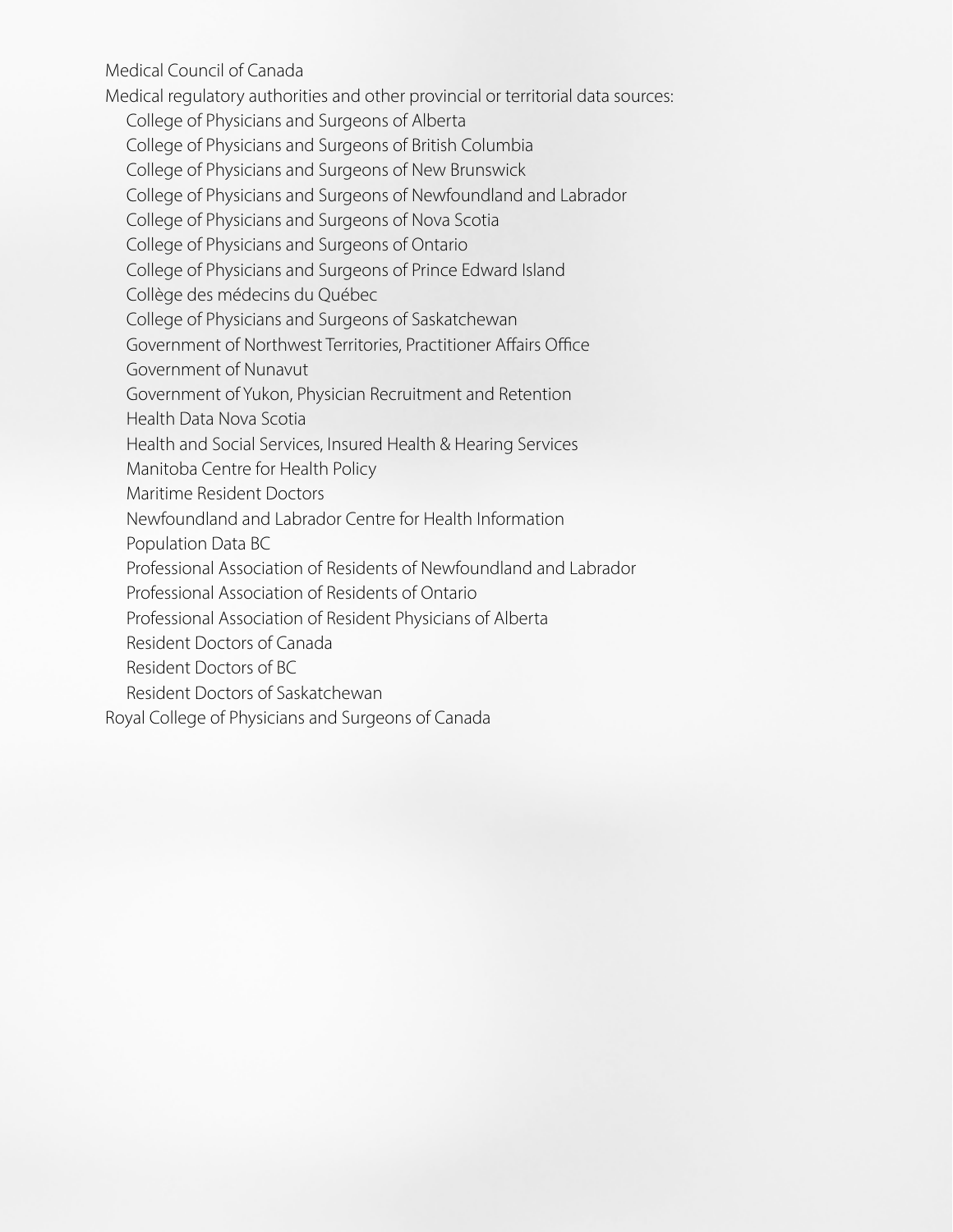Medical Council of Canada

Medical regulatory authorities and other provincial or territorial data sources:

- College of Physicians and Surgeons of Alberta
- College of Physicians and Surgeons of British Columbia
- College of Physicians and Surgeons of New Brunswick
- College of Physicians and Surgeons of Newfoundland and Labrador
- College of Physicians and Surgeons of Nova Scotia
- College of Physicians and Surgeons of Ontario
- College of Physicians and Surgeons of Prince Edward Island
- Collège des médecins du Québec
- College of Physicians and Surgeons of Saskatchewan
- Government of Northwest Territories, Practitioner Affairs Office
- Government of Nunavut
- Government of Yukon, Physician Recruitment and Retention
- Health Data Nova Scotia
- Health and Social Services, Insured Health & Hearing Services
- Manitoba Centre for Health Policy
- Maritime Resident Doctors
- Newfoundland and Labrador Centre for Health Information
- Population Data BC
- Professional Association of Residents of Newfoundland and Labrador
- Professional Association of Residents of Ontario
- Professional Association of Resident Physicians of Alberta
- Resident Doctors of Canada
- Resident Doctors of BC
- Resident Doctors of Saskatchewan

Royal College of Physicians and Surgeons of Canada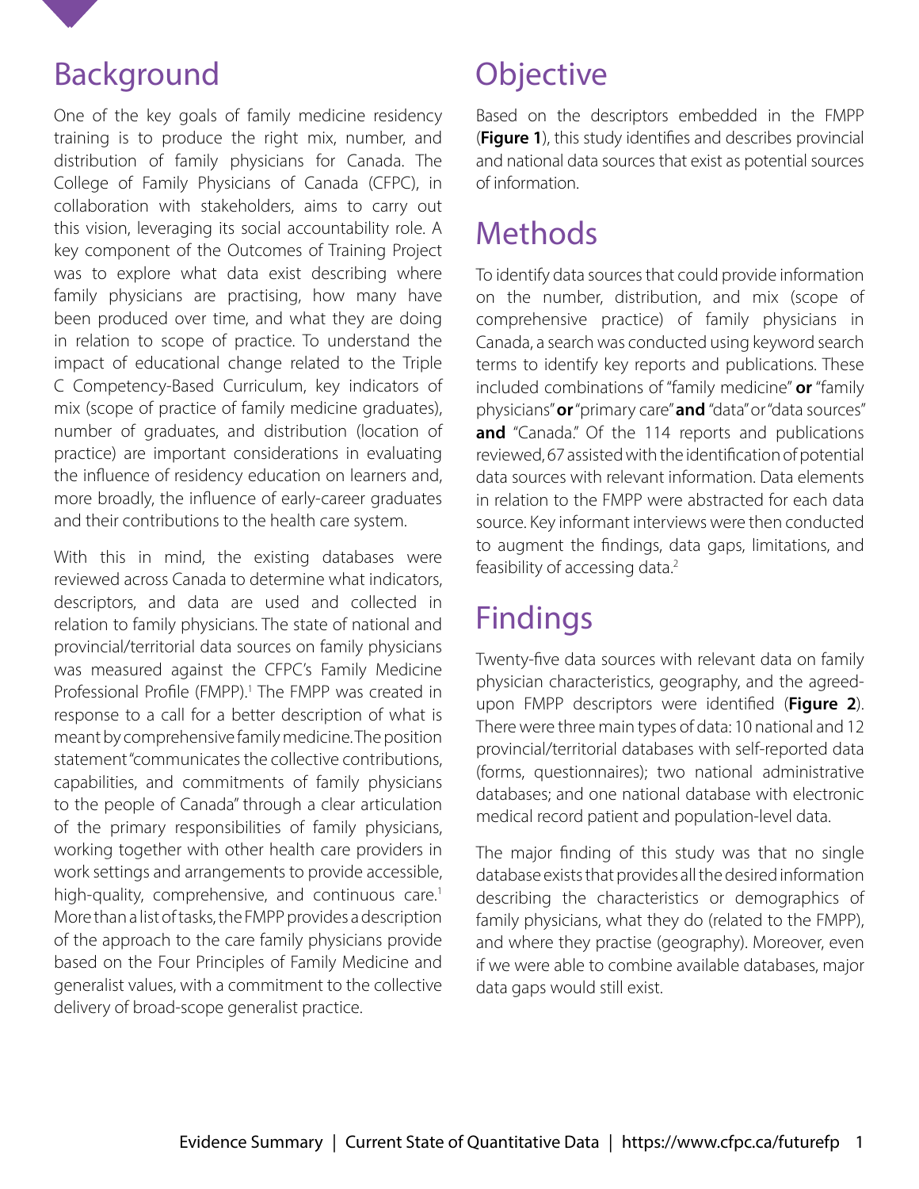## Background

One of the key goals of family medicine residency training is to produce the right mix, number, and distribution of family physicians for Canada. The College of Family Physicians of Canada (CFPC), in collaboration with stakeholders, aims to carry out this vision, leveraging its social accountability role. A key component of the Outcomes of Training Project was to explore what data exist describing where family physicians are practising, how many have been produced over time, and what they are doing in relation to scope of practice. To understand the impact of educational change related to the Triple C Competency-Based Curriculum, key indicators of mix (scope of practice of family medicine graduates), number of graduates, and distribution (location of practice) are important considerations in evaluating the influence of residency education on learners and, more broadly, the influence of early-career graduates and their contributions to the health care system.

With this in mind, the existing databases were reviewed across Canada to determine what indicators, descriptors, and data are used and collected in relation to family physicians. The state of national and provincial/territorial data sources on family physicians was measured against the CFPC's Family Medicine Professional Profile (FMPP).[1] The FMPP was created in response to a call for a better description of what is meant by comprehensive family medicine. The position statement "communicates the collective contributions, capabilities, and commitments of family physicians to the people of Canada" through a clear articulation of the primary responsibilities of family physicians, working together with other health care providers in work settings and arrangements to provide accessible, high-quality, comprehensive, and continuous care.[1] More than a list of tasks, the FMPP provides a description of the approach to the care family physicians provide based on the Four Principles of Family Medicine and generalist values, with a commitment to the collective delivery of broad-scope generalist practice.

## Objective

Based on the descriptors embedded in the FMPP (**Figure 1**), this study identifies and describes provincial and national data sources that exist as potential sources of information.

## Methods

To identify data sources that could provide information on the number, distribution, and mix (scope of comprehensive practice) of family physicians in Canada, a search was conducted using keyword search terms to identify key reports and publications. These included combinations of "family medicine" **or** "family physicians" **or** "primary care" **and** "data" or "data sources" **and** "Canada." Of the 114 reports and publications reviewed, 67 assisted with the identification of potential data sources with relevant information. Data elements in relation to the FMPP were abstracted for each data source. Key informant interviews were then conducted to augment the findings, data gaps, limitations, and feasibility of accessing data.[2]

## Findings

Twenty-five data sources with relevant data on family physician characteristics, geography, and the agreed-upon FMPP descriptors were identified (**Figure 2**). There were three main types of data: 10 national and 12 provincial/territorial databases with self-reported data (forms, questionnaires); two national administrative databases; and one national database with electronic medical record patient and population-level data.

The major finding of this study was that no single database exists that provides all the desired information describing the characteristics or demographics of family physicians, what they do (related to the FMPP), and where they practise (geography). Moreover, even if we were able to combine available databases, major data gaps would still exist.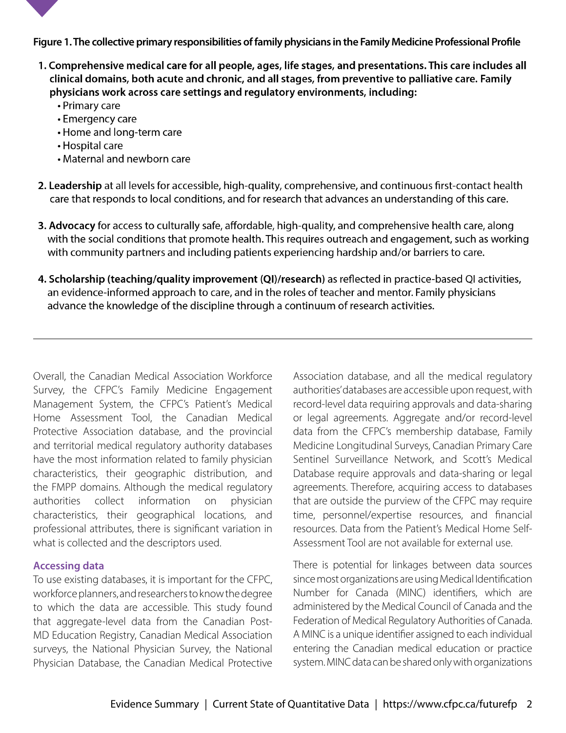**Figure 1. The collective primary responsibilities of family physicians in the Family Medicine Professional Profile**

1. **Comprehensive medical care for all people, ages, life stages, and presentations. This care includes all clinical domains, both acute and chronic, and all stages, from preventive to palliative care. Family physicians work across care settings and regulatory environments, including:**
   - Primary care
   - Emergency care
   - Home and long-term care
   - Hospital care
   - Maternal and newborn care
2. **Leadership** at all levels for accessible, high-quality, comprehensive, and continuous first-contact health care that responds to local conditions, and for research that advances an understanding of this care.
3. **Advocacy** for access to culturally safe, affordable, high-quality, and comprehensive health care, along with the social conditions that promote health. This requires outreach and engagement, such as working with community partners and including patients experiencing hardship and/or barriers to care.
4. **Scholarship (teaching/quality improvement (QI)/research)** as reflected in practice-based QI activities, an evidence-informed approach to care, and in the roles of teacher and mentor. Family physicians advance the knowledge of the discipline through a continuum of research activities.

---

Overall, the Canadian Medical Association Workforce Survey, the CFPC's Family Medicine Engagement Management System, the CFPC's Patient's Medical Home Assessment Tool, the Canadian Medical Protective Association database, and the provincial and territorial medical regulatory authority databases have the most information related to family physician characteristics, their geographic distribution, and the FMPP domains. Although the medical regulatory authorities collect information on physician characteristics, their geographical locations, and professional attributes, there is significant variation in what is collected and the descriptors used.

## Accessing data

To use existing databases, it is important for the CFPC, workforce planners, and researchers to know the degree to which the data are accessible. This study found that aggregate-level data from the Canadian Post-MD Education Registry, Canadian Medical Association surveys, the National Physician Survey, the National Physician Database, the Canadian Medical Protective Association database, and all the medical regulatory authorities' databases are accessible upon request, with record-level data requiring approvals and data-sharing or legal agreements. Aggregate and/or record-level data from the CFPC's membership database, Family Medicine Longitudinal Surveys, Canadian Primary Care Sentinel Surveillance Network, and Scott's Medical Database require approvals and data-sharing or legal agreements. Therefore, acquiring access to databases that are outside the purview of the CFPC may require time, personnel/expertise resources, and financial resources. Data from the Patient's Medical Home Self-Assessment Tool are not available for external use.

There is potential for linkages between data sources since most organizations are using Medical Identification Number for Canada (MINC) identifiers, which are administered by the Medical Council of Canada and the Federation of Medical Regulatory Authorities of Canada. A MINC is a unique identifier assigned to each individual entering the Canadian medical education or practice system. MINC data can be shared only with organizations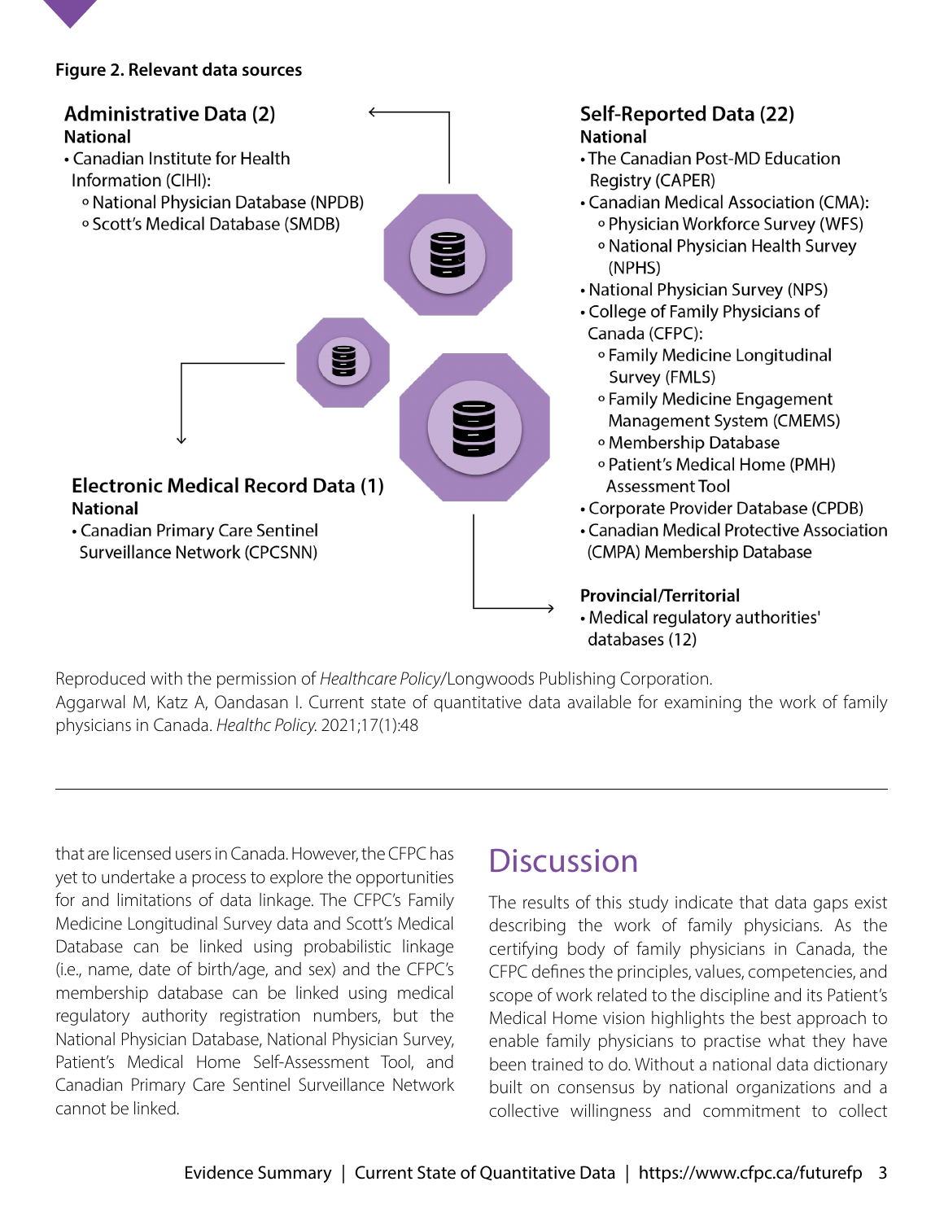**Figure 2. Relevant data sources**

### Administrative Data (2)

**National**

- Canadian Institute for Health Information (CIHI):
  - National Physician Database (NPDB)
  - Scott's Medical Database (SMDB)

### Electronic Medical Record Data (1)

**National**

- Canadian Primary Care Sentinel Surveillance Network (CPCSNN)

### Self-Reported Data (22)

**National**

- The Canadian Post-MD Education Registry (CAPER)
- Canadian Medical Association (CMA):
  - Physician Workforce Survey (WFS)
  - National Physician Health Survey (NPHS)
- National Physician Survey (NPS)
- College of Family Physicians of Canada (CFPC):
  - Family Medicine Longitudinal Survey (FMLS)
  - Family Medicine Engagement Management System (CMEMS)
  - Membership Database
  - Patient's Medical Home (PMH) Assessment Tool
- Corporate Provider Database (CPDB)
- Canadian Medical Protective Association (CMPA) Membership Database

**Provincial/Territorial**

- Medical regulatory authorities' databases (12)

Reproduced with the permission of *Healthcare Policy*/Longwoods Publishing Corporation.
Aggarwal M, Katz A, Oandasan I. Current state of quantitative data available for examining the work of family physicians in Canada. *Healthc Policy.* 2021;17(1):48

---

that are licensed users in Canada. However, the CFPC has yet to undertake a process to explore the opportunities for and limitations of data linkage. The CFPC's Family Medicine Longitudinal Survey data and Scott's Medical Database can be linked using probabilistic linkage (i.e., name, date of birth/age, and sex) and the CFPC's membership database can be linked using medical regulatory authority registration numbers, but the National Physician Database, National Physician Survey, Patient's Medical Home Self-Assessment Tool, and Canadian Primary Care Sentinel Surveillance Network cannot be linked.

## Discussion

The results of this study indicate that data gaps exist describing the work of family physicians. As the certifying body of family physicians in Canada, the CFPC defines the principles, values, competencies, and scope of work related to the discipline and its Patient's Medical Home vision highlights the best approach to enable family physicians to practise what they have been trained to do. Without a national data dictionary built on consensus by national organizations and a collective willingness and commitment to collect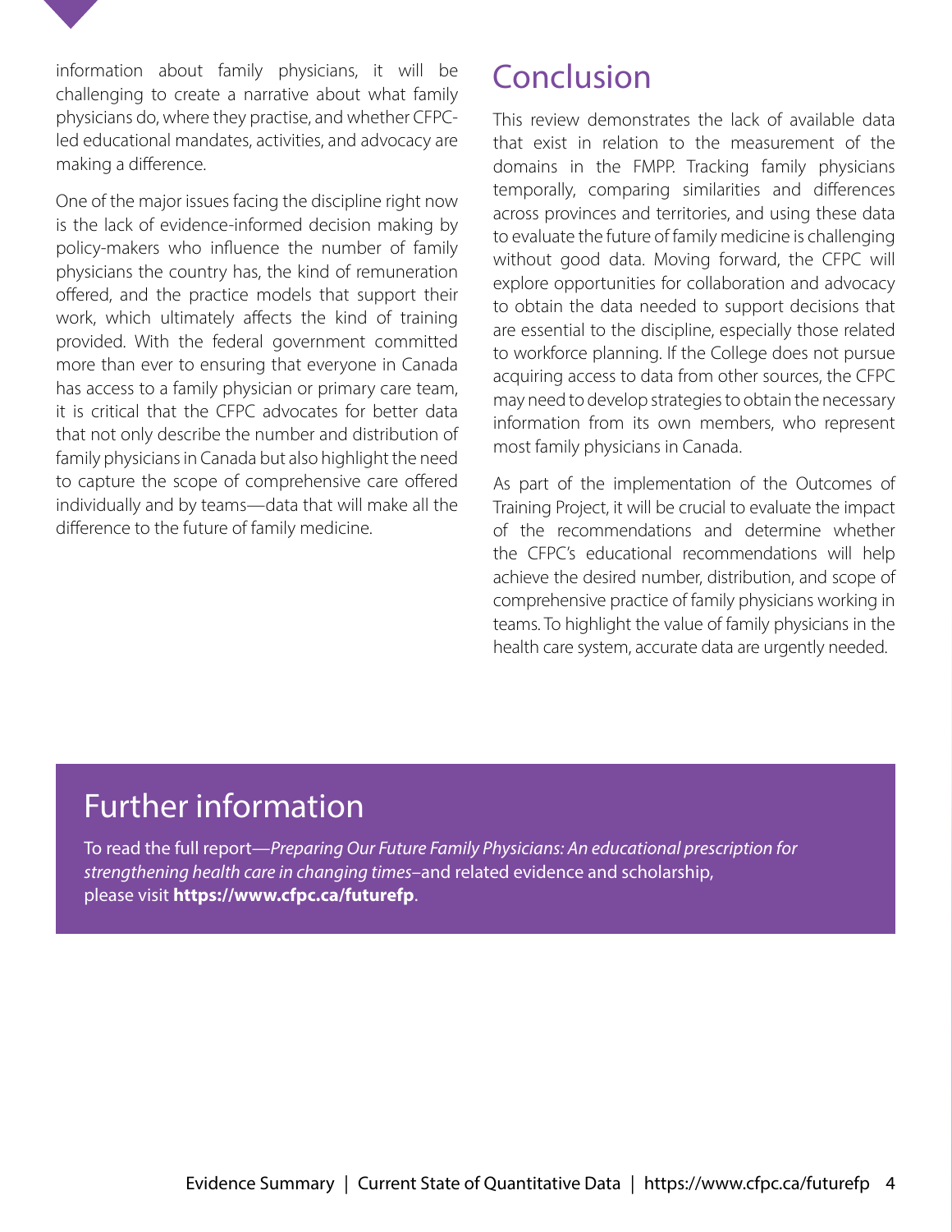information about family physicians, it will be challenging to create a narrative about what family physicians do, where they practise, and whether CFPC-led educational mandates, activities, and advocacy are making a difference.

One of the major issues facing the discipline right now is the lack of evidence-informed decision making by policy-makers who influence the number of family physicians the country has, the kind of remuneration offered, and the practice models that support their work, which ultimately affects the kind of training provided. With the federal government committed more than ever to ensuring that everyone in Canada has access to a family physician or primary care team, it is critical that the CFPC advocates for better data that not only describe the number and distribution of family physicians in Canada but also highlight the need to capture the scope of comprehensive care offered individually and by teams—data that will make all the difference to the future of family medicine.

## Conclusion

This review demonstrates the lack of available data that exist in relation to the measurement of the domains in the FMPP. Tracking family physicians temporally, comparing similarities and differences across provinces and territories, and using these data to evaluate the future of family medicine is challenging without good data. Moving forward, the CFPC will explore opportunities for collaboration and advocacy to obtain the data needed to support decisions that are essential to the discipline, especially those related to workforce planning. If the College does not pursue acquiring access to data from other sources, the CFPC may need to develop strategies to obtain the necessary information from its own members, who represent most family physicians in Canada.

As part of the implementation of the Outcomes of Training Project, it will be crucial to evaluate the impact of the recommendations and determine whether the CFPC's educational recommendations will help achieve the desired number, distribution, and scope of comprehensive practice of family physicians working in teams. To highlight the value of family physicians in the health care system, accurate data are urgently needed.

## Further information

To read the full report—*Preparing Our Future Family Physicians: An educational prescription for strengthening health care in changing times*–and related evidence and scholarship, please visit **https://www.cfpc.ca/futurefp**.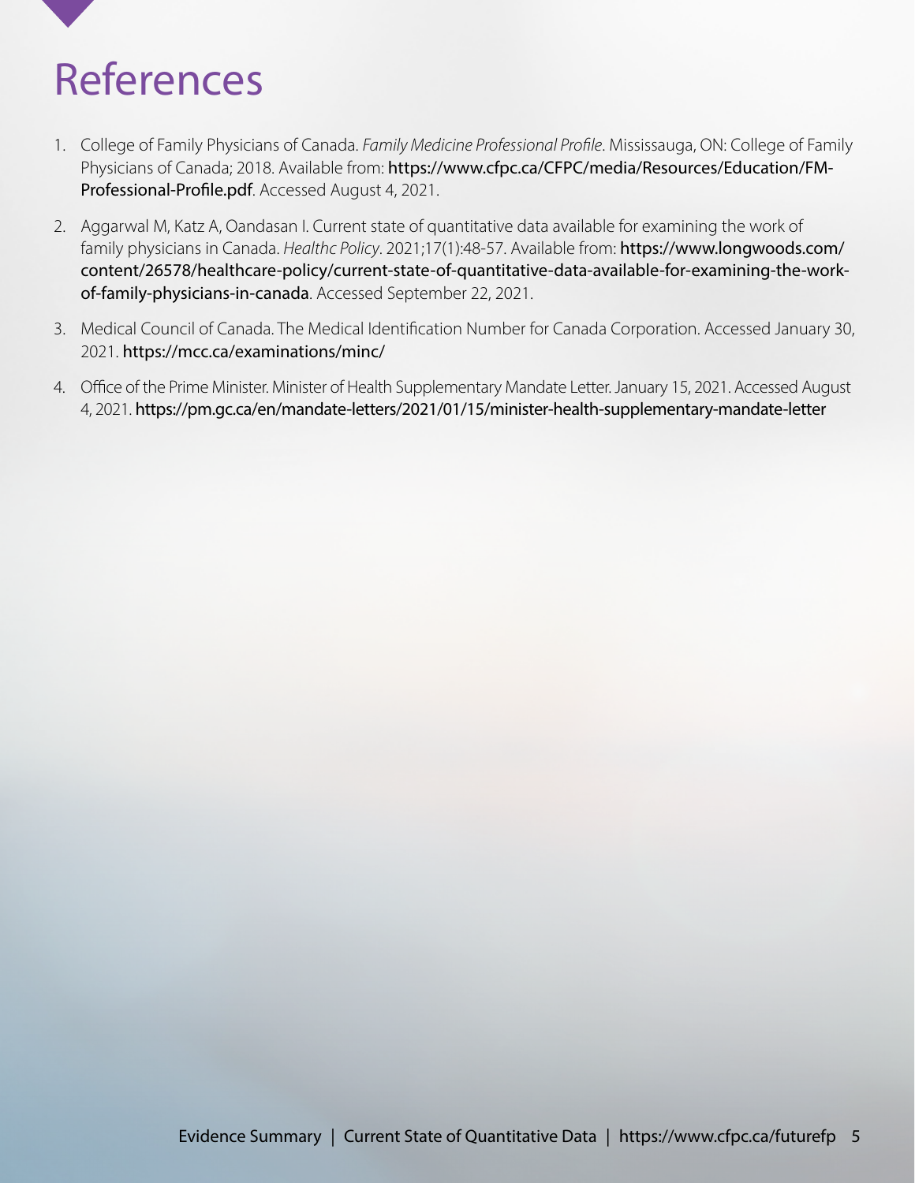# References

1. College of Family Physicians of Canada. *Family Medicine Professional Profile*. Mississauga, ON: College of Family Physicians of Canada; 2018. Available from: https://www.cfpc.ca/CFPC/media/Resources/Education/FM-Professional-Profile.pdf. Accessed August 4, 2021.

2. Aggarwal M, Katz A, Oandasan I. Current state of quantitative data available for examining the work of family physicians in Canada. *Healthc Policy*. 2021;17(1):48-57. Available from: https://www.longwoods.com/content/26578/healthcare-policy/current-state-of-quantitative-data-available-for-examining-the-work-of-family-physicians-in-canada. Accessed September 22, 2021.

3. Medical Council of Canada. The Medical Identification Number for Canada Corporation. Accessed January 30, 2021. https://mcc.ca/examinations/minc/

4. Office of the Prime Minister. Minister of Health Supplementary Mandate Letter. January 15, 2021. Accessed August 4, 2021. https://pm.gc.ca/en/mandate-letters/2021/01/15/minister-health-supplementary-mandate-letter